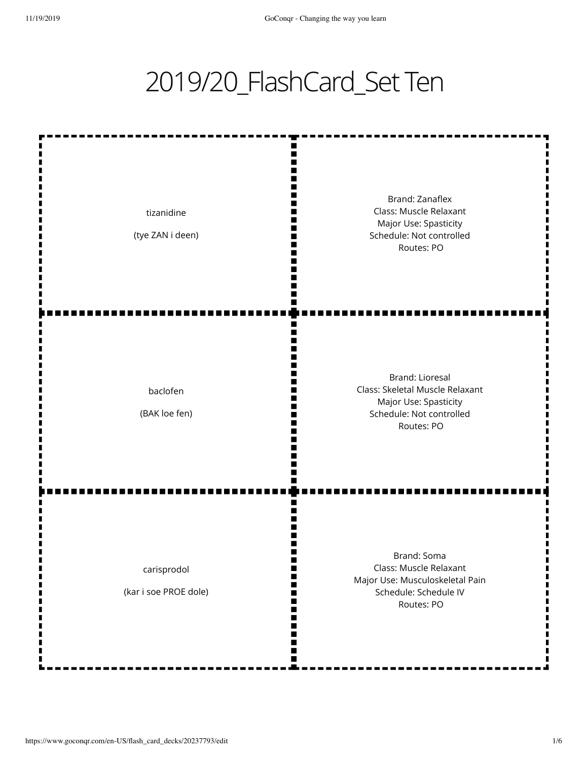# 2019/20_FlashCard_Set Ten

| | |
|---|---|
| tizanidine<br><br>(tye ZAN i deen) | Brand: Zanaflex<br>Class: Muscle Relaxant<br>Major Use: Spasticity<br>Schedule: Not controlled<br>Routes: PO |
| baclofen<br><br>(BAK loe fen) | Brand: Lioresal<br>Class: Skeletal Muscle Relaxant<br>Major Use: Spasticity<br>Schedule: Not controlled<br>Routes: PO |
| carisprodol<br><br>(kar i soe PROE dole) | Brand: Soma<br>Class: Muscle Relaxant<br>Major Use: Musculoskeletal Pain<br>Schedule: Schedule IV<br>Routes: PO |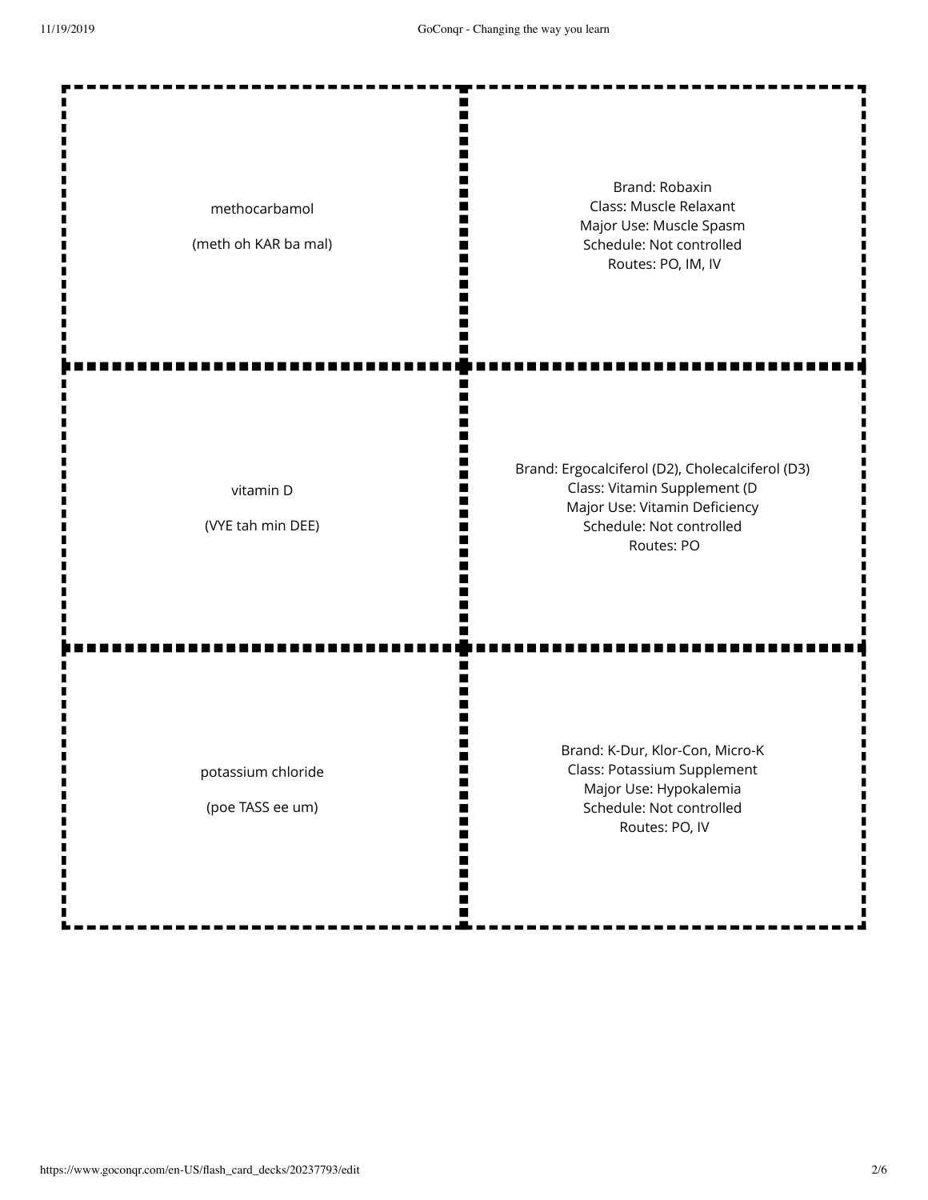| | |
|---|---|
| methocarbamol<br><br>(meth oh KAR ba mal) | Brand: Robaxin<br>Class: Muscle Relaxant<br>Major Use: Muscle Spasm<br>Schedule: Not controlled<br>Routes: PO, IM, IV |
| vitamin D<br><br>(VYE tah min DEE) | Brand: Ergocalciferol (D2), Cholecalciferol (D3)<br>Class: Vitamin Supplement (D<br>Major Use: Vitamin Deficiency<br>Schedule: Not controlled<br>Routes: PO |
| potassium chloride<br><br>(poe TASS ee um) | Brand: K-Dur, Klor-Con, Micro-K<br>Class: Potassium Supplement<br>Major Use: Hypokalemia<br>Schedule: Not controlled<br>Routes: PO, IV |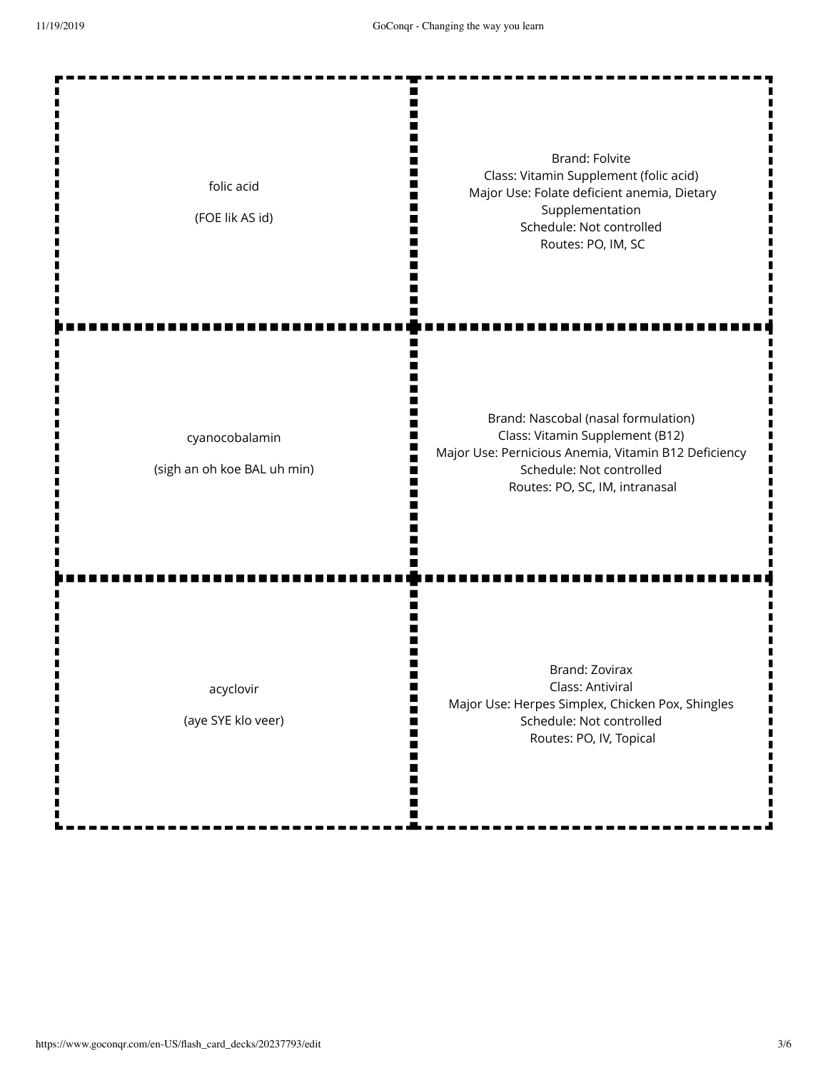| Term | Definition |
| --- | --- |
| folic acid<br><br>(FOE lik AS id) | Brand: Folvite<br>Class: Vitamin Supplement (folic acid)<br>Major Use: Folate deficient anemia, Dietary Supplementation<br>Schedule: Not controlled<br>Routes: PO, IM, SC |
| cyanocobalamin<br><br>(sigh an oh koe BAL uh min) | Brand: Nascobal (nasal formulation)<br>Class: Vitamin Supplement (B12)<br>Major Use: Pernicious Anemia, Vitamin B12 Deficiency<br>Schedule: Not controlled<br>Routes: PO, SC, IM, intranasal |
| acyclovir<br><br>(aye SYE klo veer) | Brand: Zovirax<br>Class: Antiviral<br>Major Use: Herpes Simplex, Chicken Pox, Shingles<br>Schedule: Not controlled<br>Routes: PO, IV, Topical |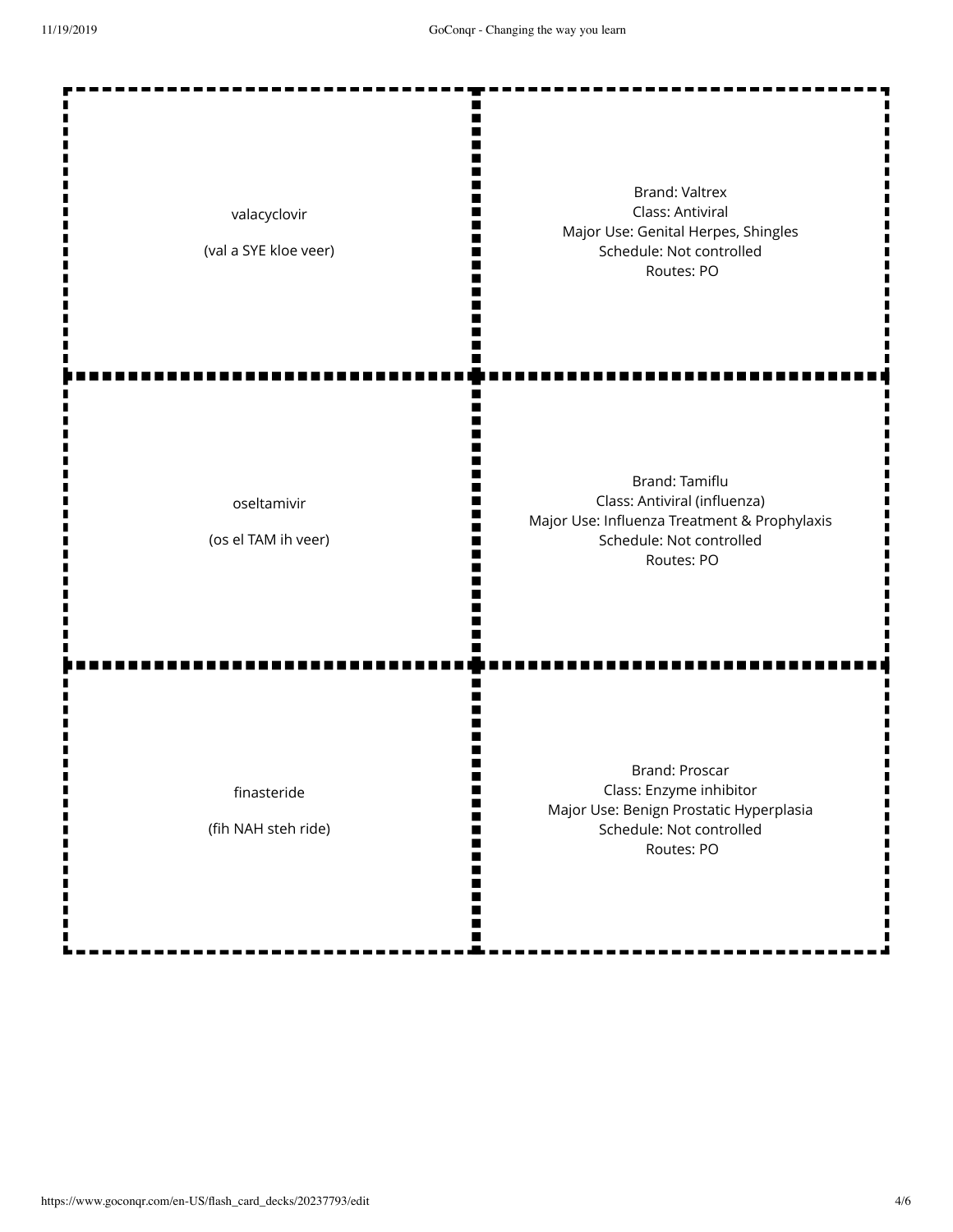| | |
|---|---|
| valacyclovir<br><br>(val a SYE kloe veer) | Brand: Valtrex<br>Class: Antiviral<br>Major Use: Genital Herpes, Shingles<br>Schedule: Not controlled<br>Routes: PO |
| oseltamivir<br><br>(os el TAM ih veer) | Brand: Tamiflu<br>Class: Antiviral (influenza)<br>Major Use: Influenza Treatment & Prophylaxis<br>Schedule: Not controlled<br>Routes: PO |
| finasteride<br><br>(fih NAH steh ride) | Brand: Proscar<br>Class: Enzyme inhibitor<br>Major Use: Benign Prostatic Hyperplasia<br>Schedule: Not controlled<br>Routes: PO |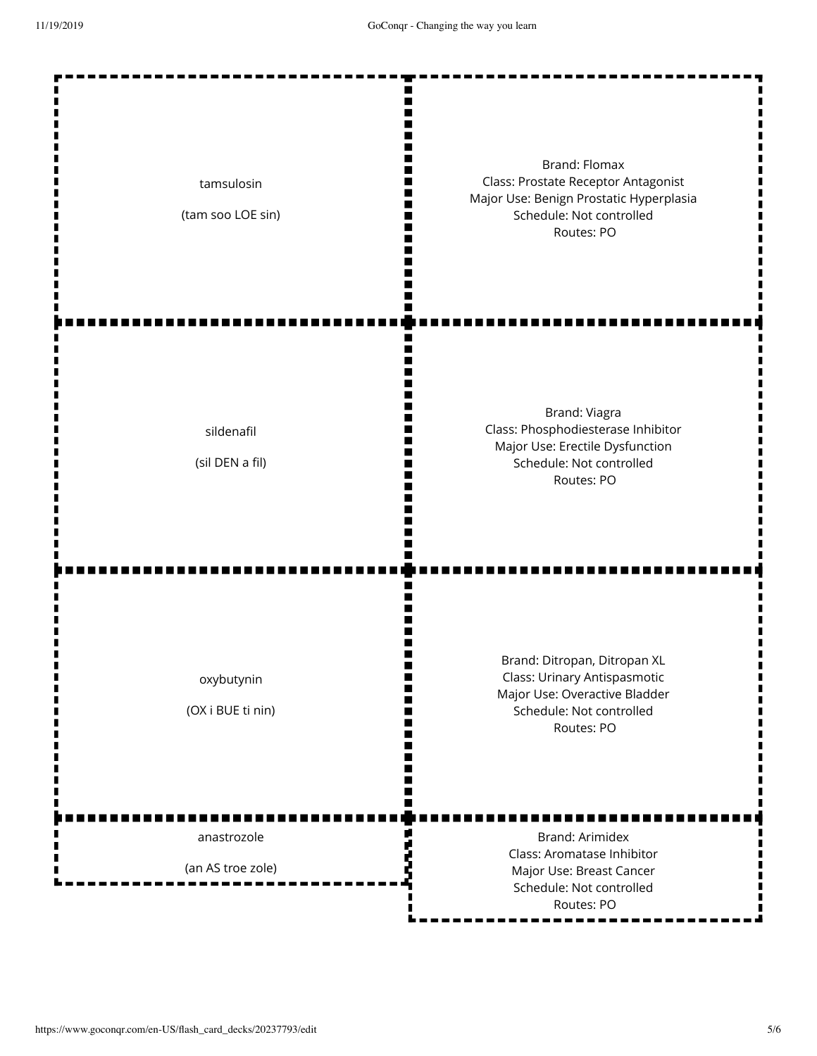| Term | Definition |
| --- | --- |
| tamsulosin<br><br>(tam soo LOE sin) | Brand: Flomax<br>Class: Prostate Receptor Antagonist<br>Major Use: Benign Prostatic Hyperplasia<br>Schedule: Not controlled<br>Routes: PO |
| sildenafil<br><br>(sil DEN a fil) | Brand: Viagra<br>Class: Phosphodiesterase Inhibitor<br>Major Use: Erectile Dysfunction<br>Schedule: Not controlled<br>Routes: PO |
| oxybutynin<br><br>(OX i BUE ti nin) | Brand: Ditropan, Ditropan XL<br>Class: Urinary Antispasmotic<br>Major Use: Overactive Bladder<br>Schedule: Not controlled<br>Routes: PO |
| anastrozole<br><br>(an AS troe zole) | Brand: Arimidex<br>Class: Aromatase Inhibitor<br>Major Use: Breast Cancer<br>Schedule: Not controlled<br>Routes: PO |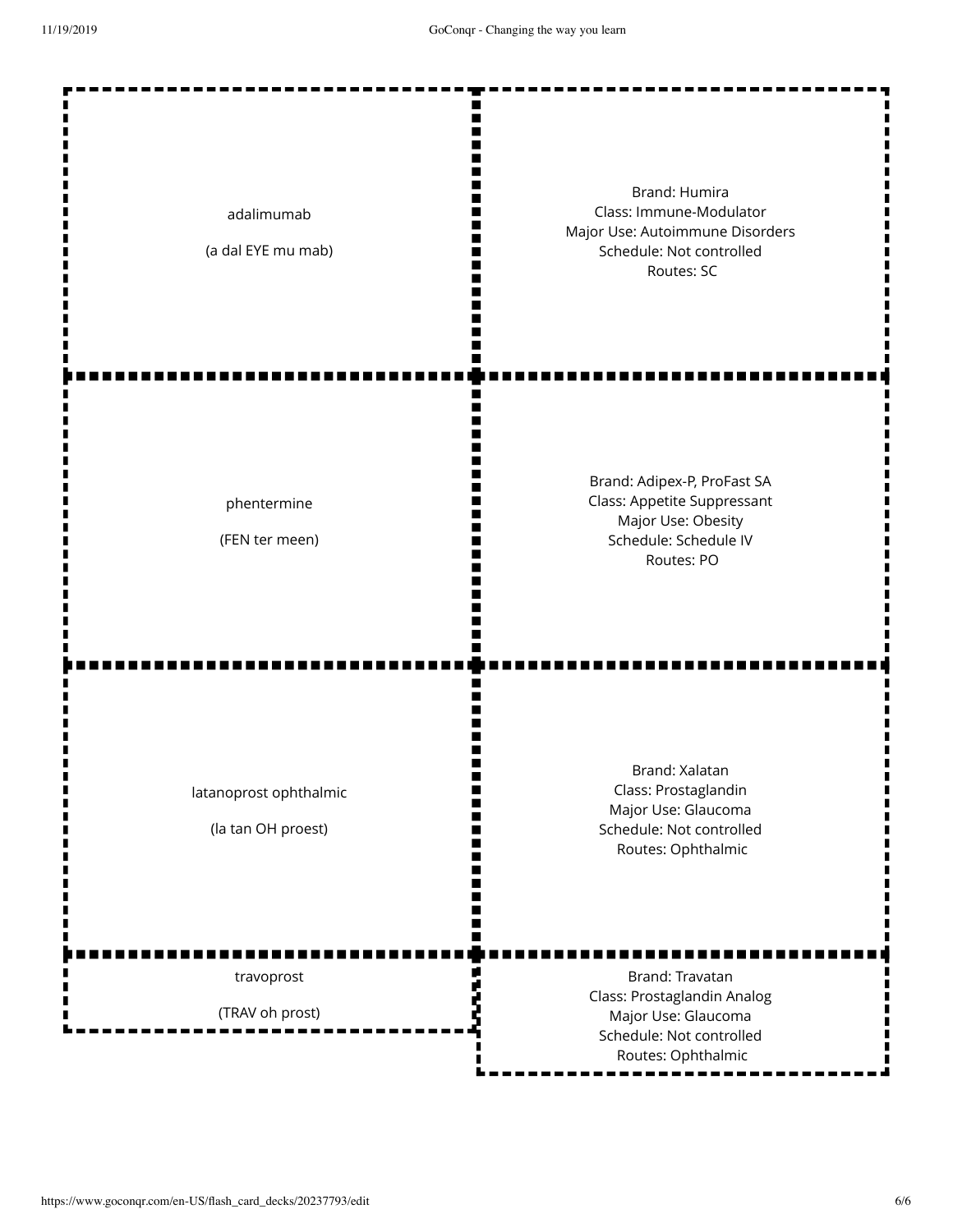| | |
|---|---|
| adalimumab<br><br>(a dal EYE mu mab) | Brand: Humira<br>Class: Immune-Modulator<br>Major Use: Autoimmune Disorders<br>Schedule: Not controlled<br>Routes: SC |
| phentermine<br><br>(FEN ter meen) | Brand: Adipex-P, ProFast SA<br>Class: Appetite Suppressant<br>Major Use: Obesity<br>Schedule: Schedule IV<br>Routes: PO |
| latanoprost ophthalmic<br><br>(la tan OH proest) | Brand: Xalatan<br>Class: Prostaglandin<br>Major Use: Glaucoma<br>Schedule: Not controlled<br>Routes: Ophthalmic |
| travoprost<br><br>(TRAV oh prost) | Brand: Travatan<br>Class: Prostaglandin Analog<br>Major Use: Glaucoma<br>Schedule: Not controlled<br>Routes: Ophthalmic |